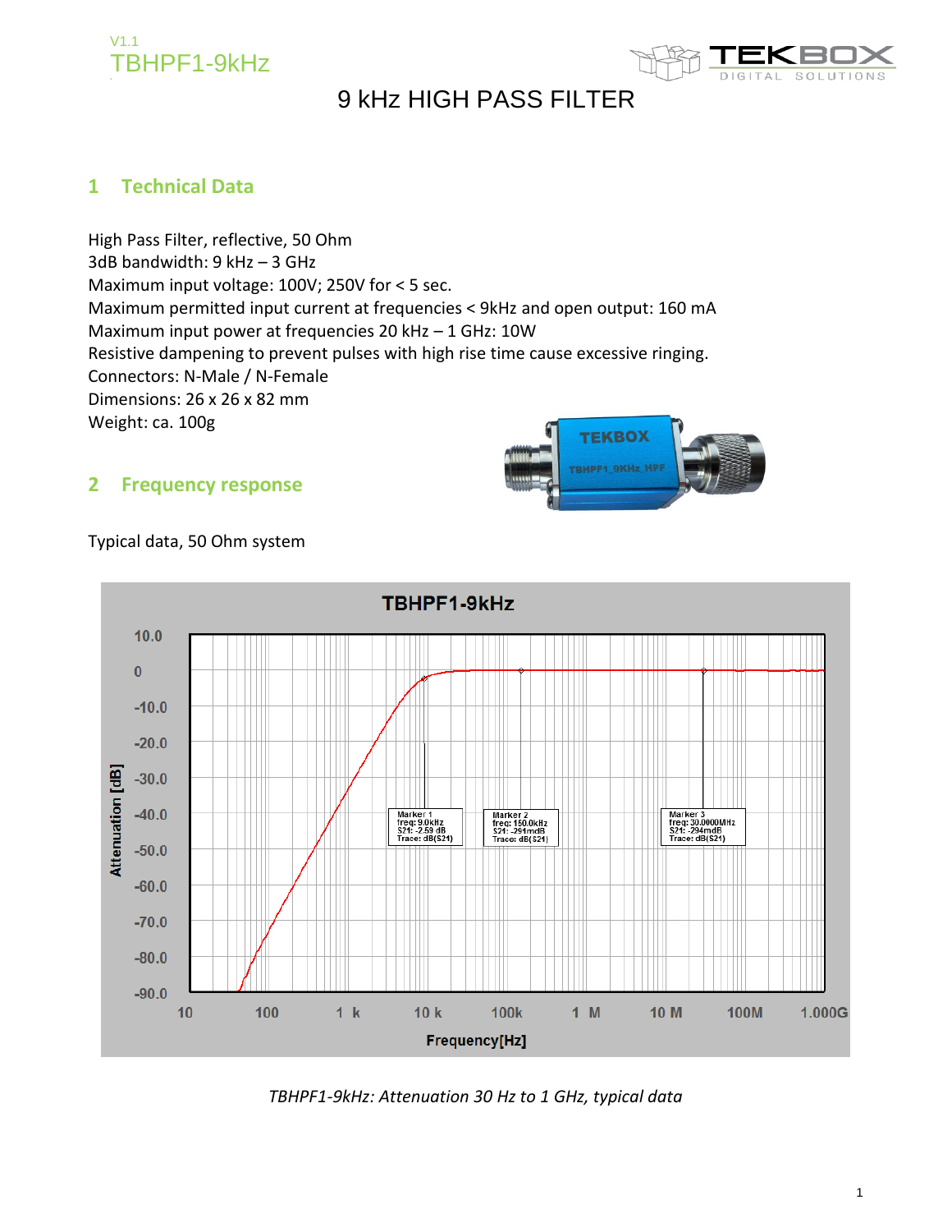# 9 kHz HIGH PASS FILTER

## 1 Technical Data

High Pass Filter, reflective, 50 Ohm
3dB bandwidth: 9 kHz – 3 GHz
Maximum input voltage: 100V; 250V for < 5 sec.
Maximum permitted input current at frequencies < 9kHz and open output: 160 mA
Maximum input power at frequencies 20 kHz – 1 GHz: 10W
Resistive dampening to prevent pulses with high rise time cause excessive ringing.
Connectors: N-Male / N-Female
Dimensions: 26 x 26 x 82 mm
Weight: ca. 100g

## 2 Frequency response

Typical data, 50 Ohm system

*TBHPF1-9kHz: Attenuation 30 Hz to 1 GHz, typical data*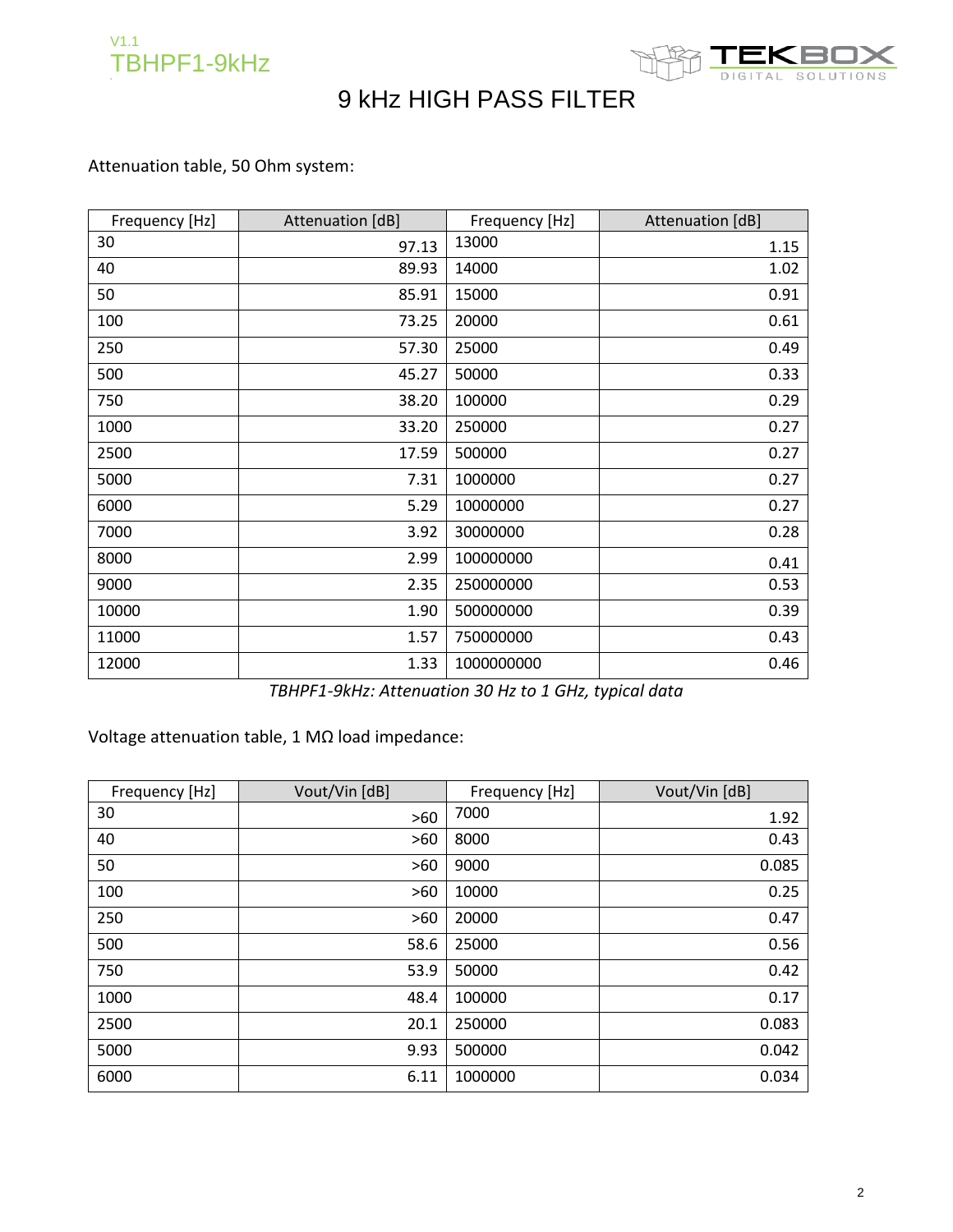# 9 kHz HIGH PASS FILTER

Attenuation table, 50 Ohm system:

| Frequency [Hz] | Attenuation [dB] | Frequency [Hz] | Attenuation [dB] |
|---|---|---|---|
| 30 | 97.13 | 13000 | 1.15 |
| 40 | 89.93 | 14000 | 1.02 |
| 50 | 85.91 | 15000 | 0.91 |
| 100 | 73.25 | 20000 | 0.61 |
| 250 | 57.30 | 25000 | 0.49 |
| 500 | 45.27 | 50000 | 0.33 |
| 750 | 38.20 | 100000 | 0.29 |
| 1000 | 33.20 | 250000 | 0.27 |
| 2500 | 17.59 | 500000 | 0.27 |
| 5000 | 7.31 | 1000000 | 0.27 |
| 6000 | 5.29 | 10000000 | 0.27 |
| 7000 | 3.92 | 30000000 | 0.28 |
| 8000 | 2.99 | 100000000 | 0.41 |
| 9000 | 2.35 | 250000000 | 0.53 |
| 10000 | 1.90 | 500000000 | 0.39 |
| 11000 | 1.57 | 750000000 | 0.43 |
| 12000 | 1.33 | 1000000000 | 0.46 |

*TBHPF1-9kHz: Attenuation 30 Hz to 1 GHz, typical data*

Voltage attenuation table, 1 MΩ load impedance:

| Frequency [Hz] | Vout/Vin [dB] | Frequency [Hz] | Vout/Vin [dB] |
|---|---|---|---|
| 30 | >60 | 7000 | 1.92 |
| 40 | >60 | 8000 | 0.43 |
| 50 | >60 | 9000 | 0.085 |
| 100 | >60 | 10000 | 0.25 |
| 250 | >60 | 20000 | 0.47 |
| 500 | 58.6 | 25000 | 0.56 |
| 750 | 53.9 | 50000 | 0.42 |
| 1000 | 48.4 | 100000 | 0.17 |
| 2500 | 20.1 | 250000 | 0.083 |
| 5000 | 9.93 | 500000 | 0.042 |
| 6000 | 6.11 | 1000000 | 0.034 |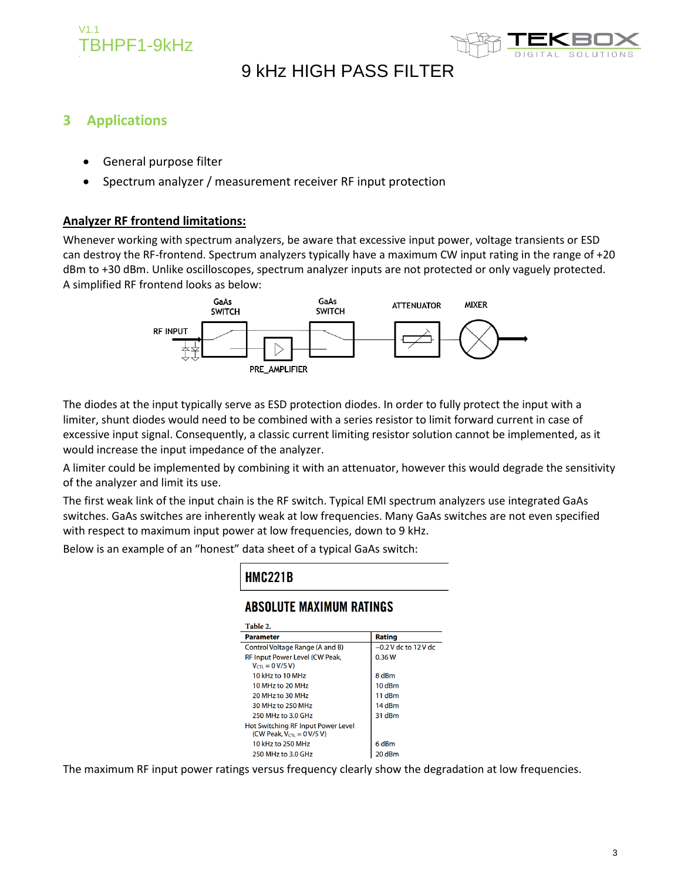## 3 Applications

- General purpose filter
- Spectrum analyzer / measurement receiver RF input protection

**Analyzer RF frontend limitations:**

Whenever working with spectrum analyzers, be aware that excessive input power, voltage transients or ESD can destroy the RF-frontend. Spectrum analyzers typically have a maximum CW input rating in the range of +20 dBm to +30 dBm. Unlike oscilloscopes, spectrum analyzer inputs are not protected or only vaguely protected. A simplified RF frontend looks as below:

The diodes at the input typically serve as ESD protection diodes. In order to fully protect the input with a limiter, shunt diodes would need to be combined with a series resistor to limit forward current in case of excessive input signal. Consequently, a classic current limiting resistor solution cannot be implemented, as it would increase the input impedance of the analyzer.

A limiter could be implemented by combining it with an attenuator, however this would degrade the sensitivity of the analyzer and limit its use.

The first weak link of the input chain is the RF switch. Typical EMI spectrum analyzers use integrated GaAs switches. GaAs switches are inherently weak at low frequencies. Many GaAs switches are not even specified with respect to maximum input power at low frequencies, down to 9 kHz.

Below is an example of an "honest" data sheet of a typical GaAs switch:

**HMC221B**

**ABSOLUTE MAXIMUM RATINGS**

Table 2.

| Parameter | Rating |
|---|---|
| Control Voltage Range (A and B) | −0.2 V dc to 12 V dc |
| RF Input Power Level (CW Peak, $V_{CTL}$ = 0 V/5 V) | 0.36 W |
| 10 kHz to 10 MHz | 8 dBm |
| 10 MHz to 20 MHz | 10 dBm |
| 20 MHz to 30 MHz | 11 dBm |
| 30 MHz to 250 MHz | 14 dBm |
| 250 MHz to 3.0 GHz | 31 dBm |
| Hot Switching RF Input Power Level (CW Peak, $V_{CTL}$ = 0 V/5 V) | |
| 10 kHz to 250 MHz | 6 dBm |
| 250 MHz to 3.0 GHz | 20 dBm |

The maximum RF input power ratings versus frequency clearly show the degradation at low frequencies.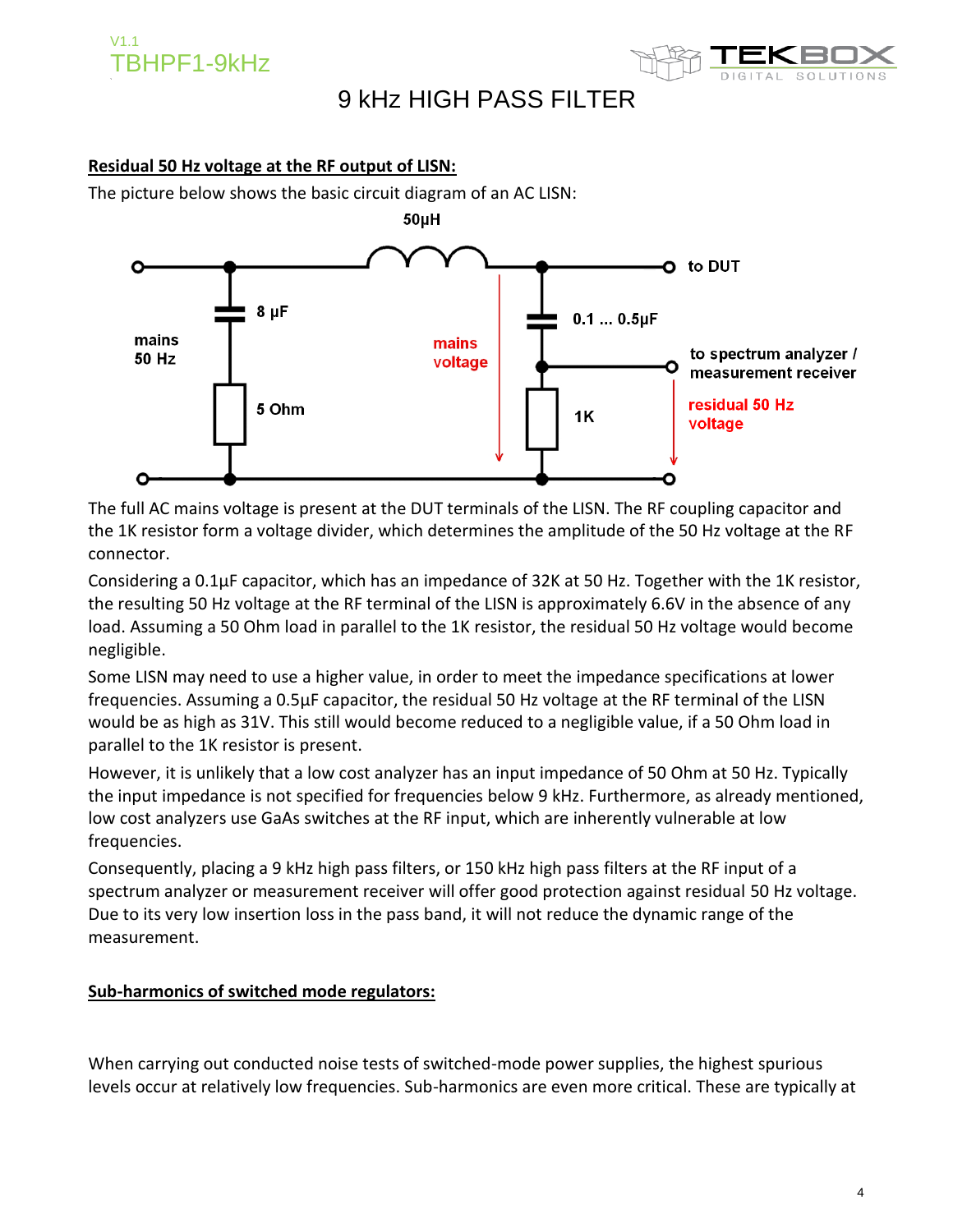## Residual 50 Hz voltage at the RF output of LISN:

The picture below shows the basic circuit diagram of an AC LISN:

The full AC mains voltage is present at the DUT terminals of the LISN. The RF coupling capacitor and the 1K resistor form a voltage divider, which determines the amplitude of the 50 Hz voltage at the RF connector.

Considering a 0.1µF capacitor, which has an impedance of 32K at 50 Hz. Together with the 1K resistor, the resulting 50 Hz voltage at the RF terminal of the LISN is approximately 6.6V in the absence of any load. Assuming a 50 Ohm load in parallel to the 1K resistor, the residual 50 Hz voltage would become negligible.

Some LISN may need to use a higher value, in order to meet the impedance specifications at lower frequencies. Assuming a 0.5µF capacitor, the residual 50 Hz voltage at the RF terminal of the LISN would be as high as 31V. This still would become reduced to a negligible value, if a 50 Ohm load in parallel to the 1K resistor is present.

However, it is unlikely that a low cost analyzer has an input impedance of 50 Ohm at 50 Hz. Typically the input impedance is not specified for frequencies below 9 kHz. Furthermore, as already mentioned, low cost analyzers use GaAs switches at the RF input, which are inherently vulnerable at low frequencies.

Consequently, placing a 9 kHz high pass filters, or 150 kHz high pass filters at the RF input of a spectrum analyzer or measurement receiver will offer good protection against residual 50 Hz voltage. Due to its very low insertion loss in the pass band, it will not reduce the dynamic range of the measurement.

## Sub-harmonics of switched mode regulators:

When carrying out conducted noise tests of switched-mode power supplies, the highest spurious levels occur at relatively low frequencies. Sub-harmonics are even more critical. These are typically at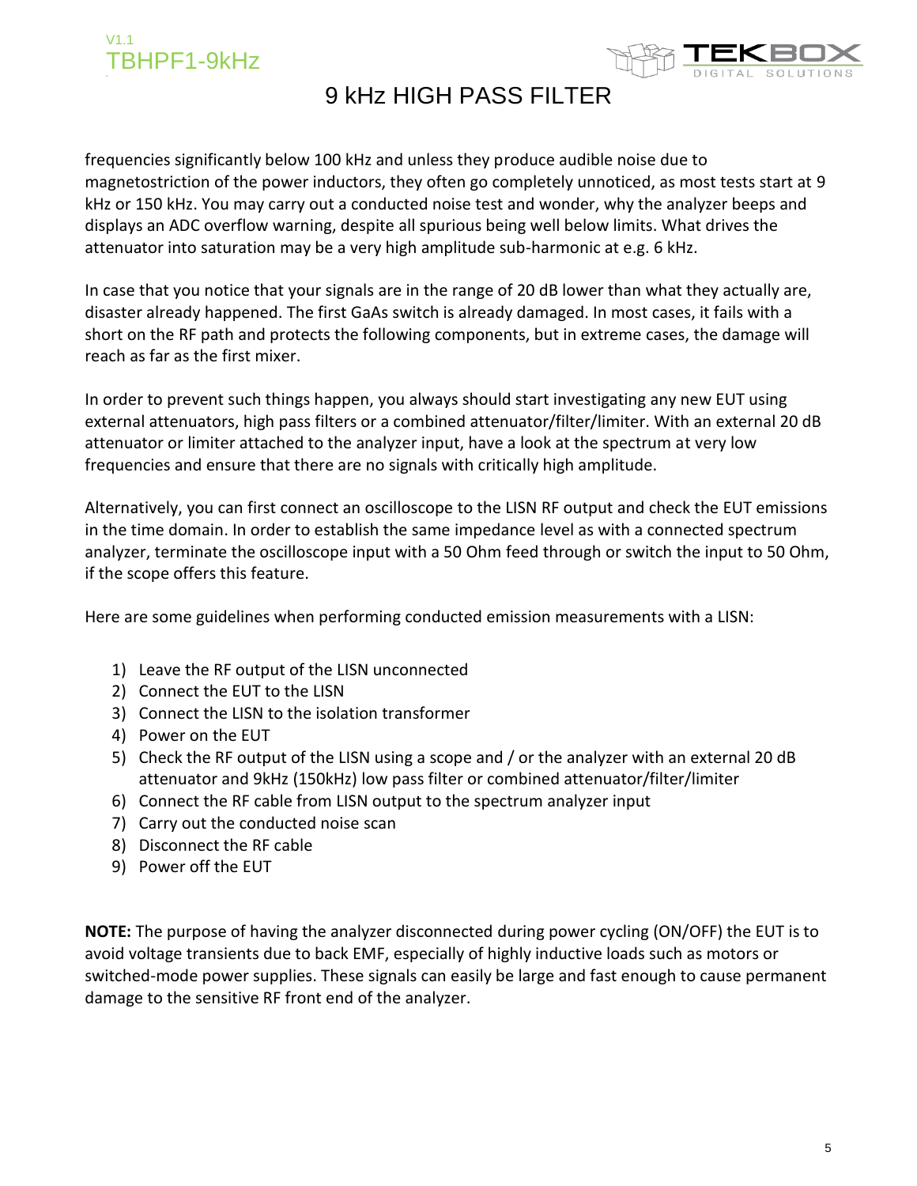frequencies significantly below 100 kHz and unless they produce audible noise due to magnetostriction of the power inductors, they often go completely unnoticed, as most tests start at 9 kHz or 150 kHz. You may carry out a conducted noise test and wonder, why the analyzer beeps and displays an ADC overflow warning, despite all spurious being well below limits. What drives the attenuator into saturation may be a very high amplitude sub-harmonic at e.g. 6 kHz.

In case that you notice that your signals are in the range of 20 dB lower than what they actually are, disaster already happened. The first GaAs switch is already damaged. In most cases, it fails with a short on the RF path and protects the following components, but in extreme cases, the damage will reach as far as the first mixer.

In order to prevent such things happen, you always should start investigating any new EUT using external attenuators, high pass filters or a combined attenuator/filter/limiter. With an external 20 dB attenuator or limiter attached to the analyzer input, have a look at the spectrum at very low frequencies and ensure that there are no signals with critically high amplitude.

Alternatively, you can first connect an oscilloscope to the LISN RF output and check the EUT emissions in the time domain. In order to establish the same impedance level as with a connected spectrum analyzer, terminate the oscilloscope input with a 50 Ohm feed through or switch the input to 50 Ohm, if the scope offers this feature.

Here are some guidelines when performing conducted emission measurements with a LISN:

1) Leave the RF output of the LISN unconnected
2) Connect the EUT to the LISN
3) Connect the LISN to the isolation transformer
4) Power on the EUT
5) Check the RF output of the LISN using a scope and / or the analyzer with an external 20 dB attenuator and 9kHz (150kHz) low pass filter or combined attenuator/filter/limiter
6) Connect the RF cable from LISN output to the spectrum analyzer input
7) Carry out the conducted noise scan
8) Disconnect the RF cable
9) Power off the EUT

**NOTE:** The purpose of having the analyzer disconnected during power cycling (ON/OFF) the EUT is to avoid voltage transients due to back EMF, especially of highly inductive loads such as motors or switched-mode power supplies. These signals can easily be large and fast enough to cause permanent damage to the sensitive RF front end of the analyzer.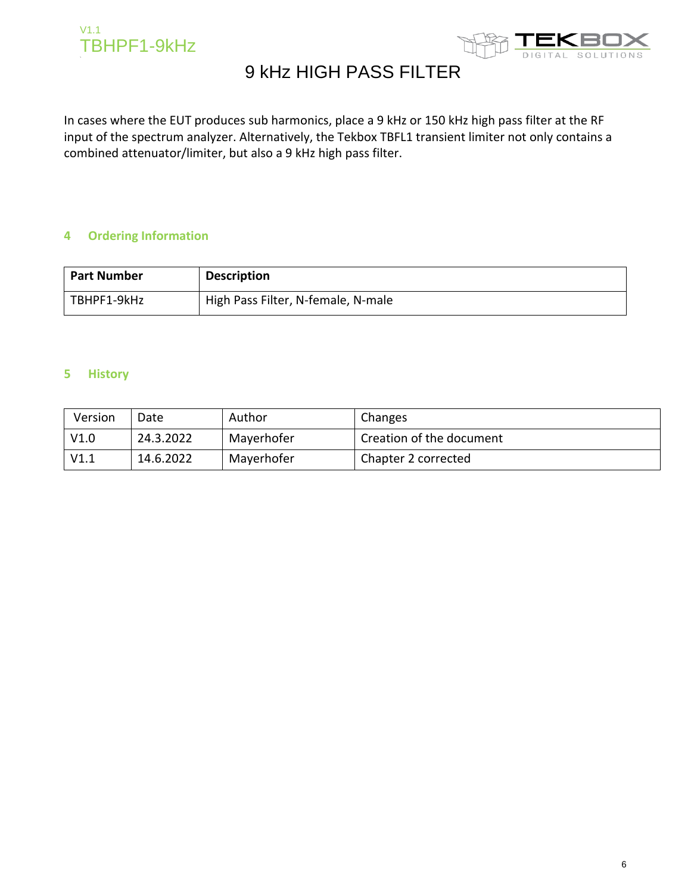In cases where the EUT produces sub harmonics, place a 9 kHz or 150 kHz high pass filter at the RF input of the spectrum analyzer. Alternatively, the Tekbox TBFL1 transient limiter not only contains a combined attenuator/limiter, but also a 9 kHz high pass filter.

## 4 Ordering Information

| Part Number | Description |
|---|---|
| TBHPF1-9kHz | High Pass Filter, N-female, N-male |

## 5 History

| Version | Date | Author | Changes |
|---|---|---|---|
| V1.0 | 24.3.2022 | Mayerhofer | Creation of the document |
| V1.1 | 14.6.2022 | Mayerhofer | Chapter 2 corrected |